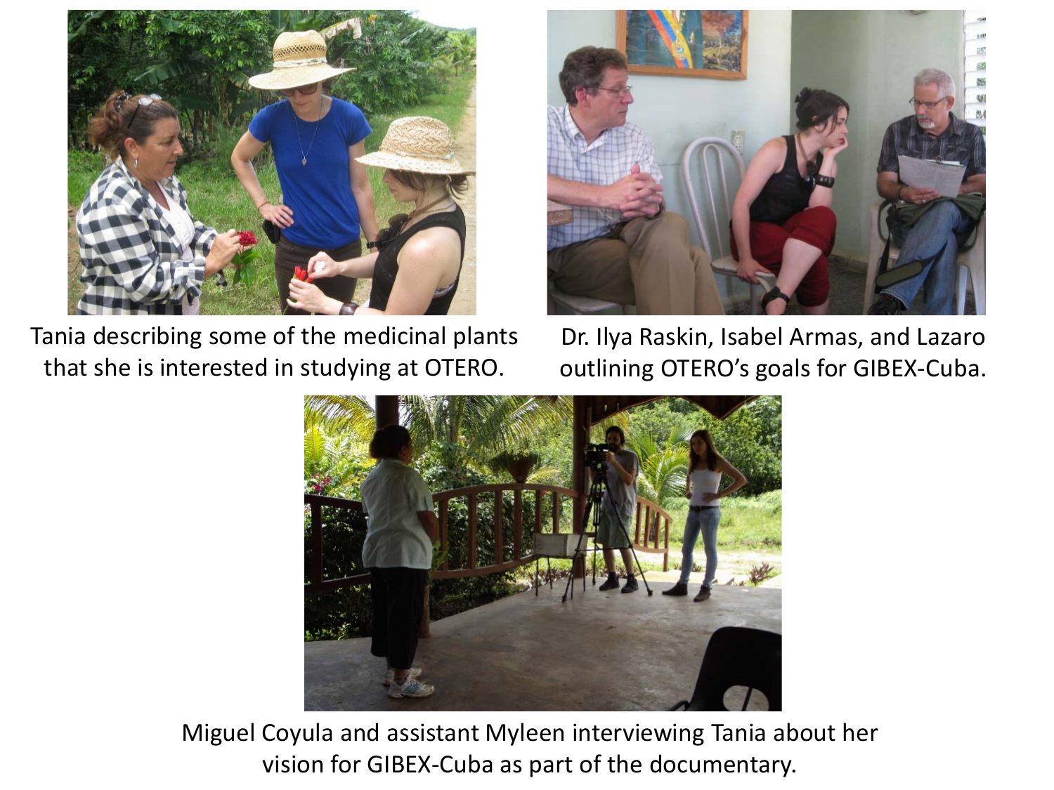Tania describing some of the medicinal plants that she is interested in studying at OTERO.

Dr. Ilya Raskin, Isabel Armas, and Lazaro outlining OTERO's goals for GIBEX-Cuba.

Miguel Coyula and assistant Myleen interviewing Tania about her vision for GIBEX-Cuba as part of the documentary.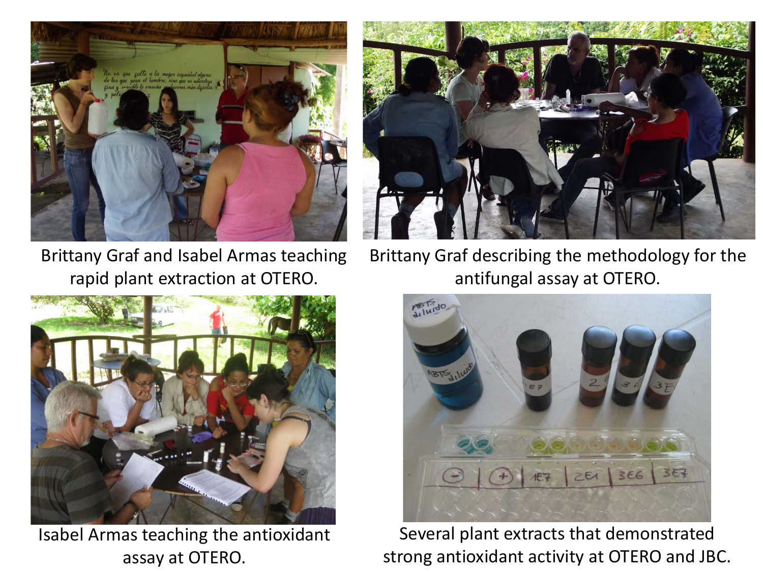Brittany Graf and Isabel Armas teaching rapid plant extraction at OTERO.

Brittany Graf describing the methodology for the antifungal assay at OTERO.

Isabel Armas teaching the antioxidant assay at OTERO.

Several plant extracts that demonstrated strong antioxidant activity at OTERO and JBC.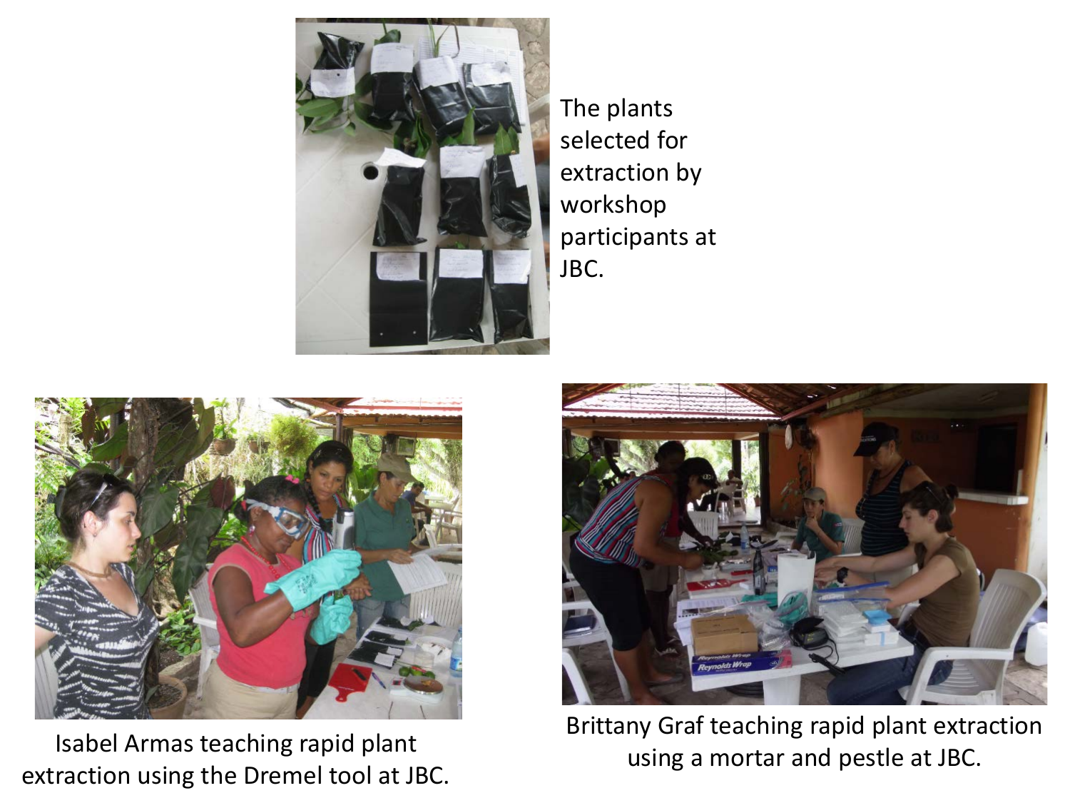The plants selected for extraction by workshop participants at JBC.

Isabel Armas teaching rapid plant extraction using the Dremel tool at JBC.

Brittany Graf teaching rapid plant extraction using a mortar and pestle at JBC.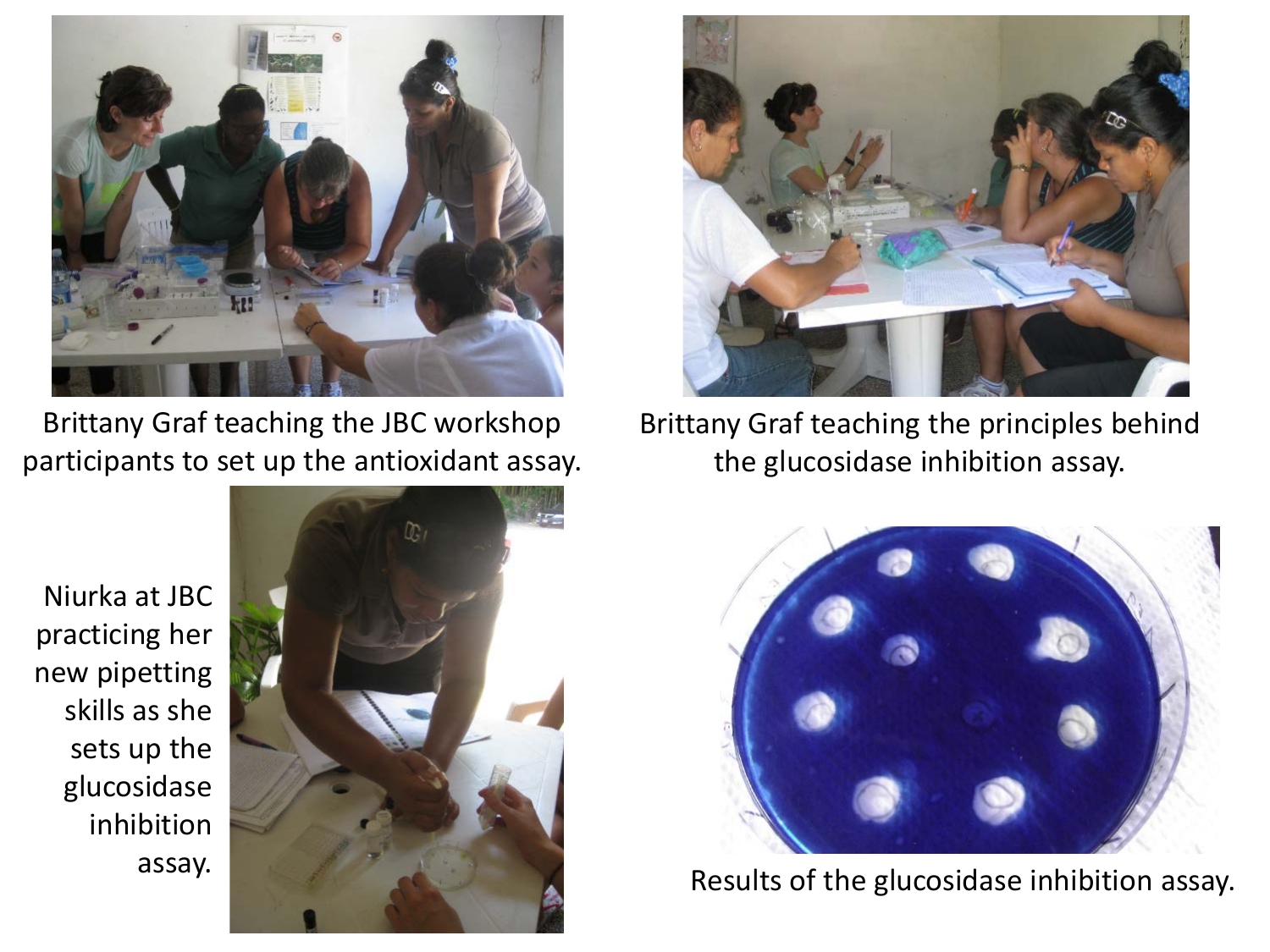Brittany Graf teaching the JBC workshop participants to set up the antioxidant assay.

Brittany Graf teaching the principles behind the glucosidase inhibition assay.

Niurka at JBC practicing her new pipetting skills as she sets up the glucosidase inhibition assay.

Results of the glucosidase inhibition assay.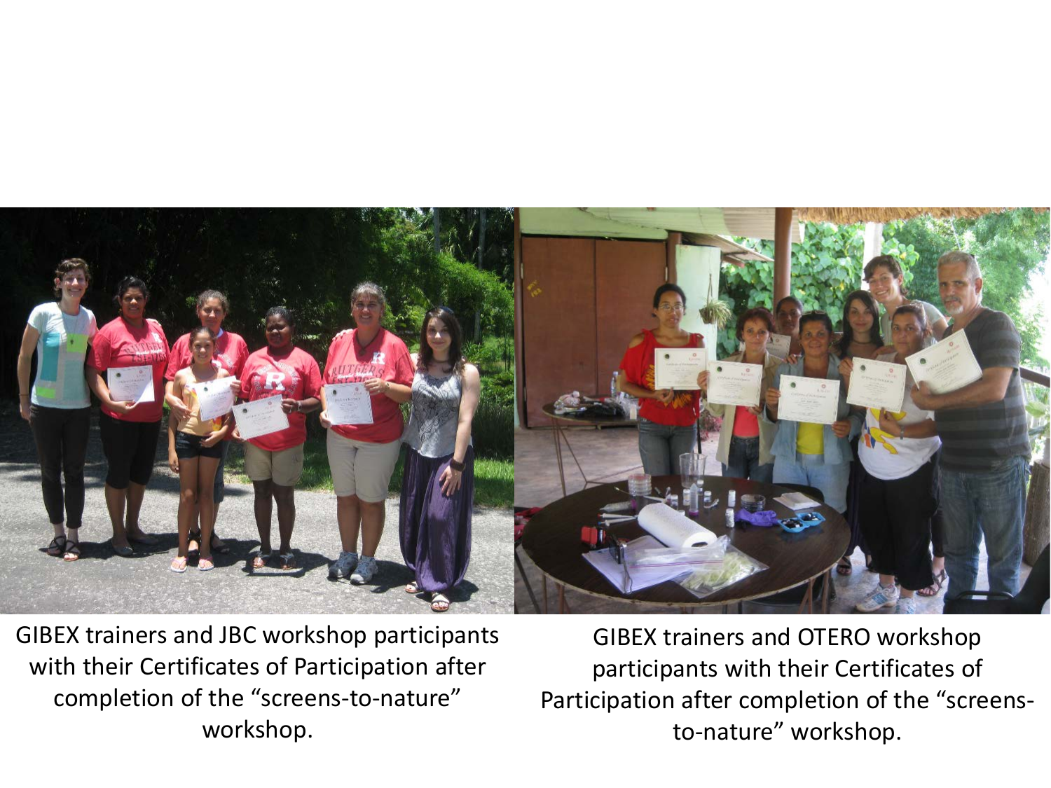GIBEX trainers and JBC workshop participants with their Certificates of Participation after completion of the “screens-to-nature” workshop.

GIBEX trainers and OTERO workshop participants with their Certificates of Participation after completion of the “screens-to-nature” workshop.